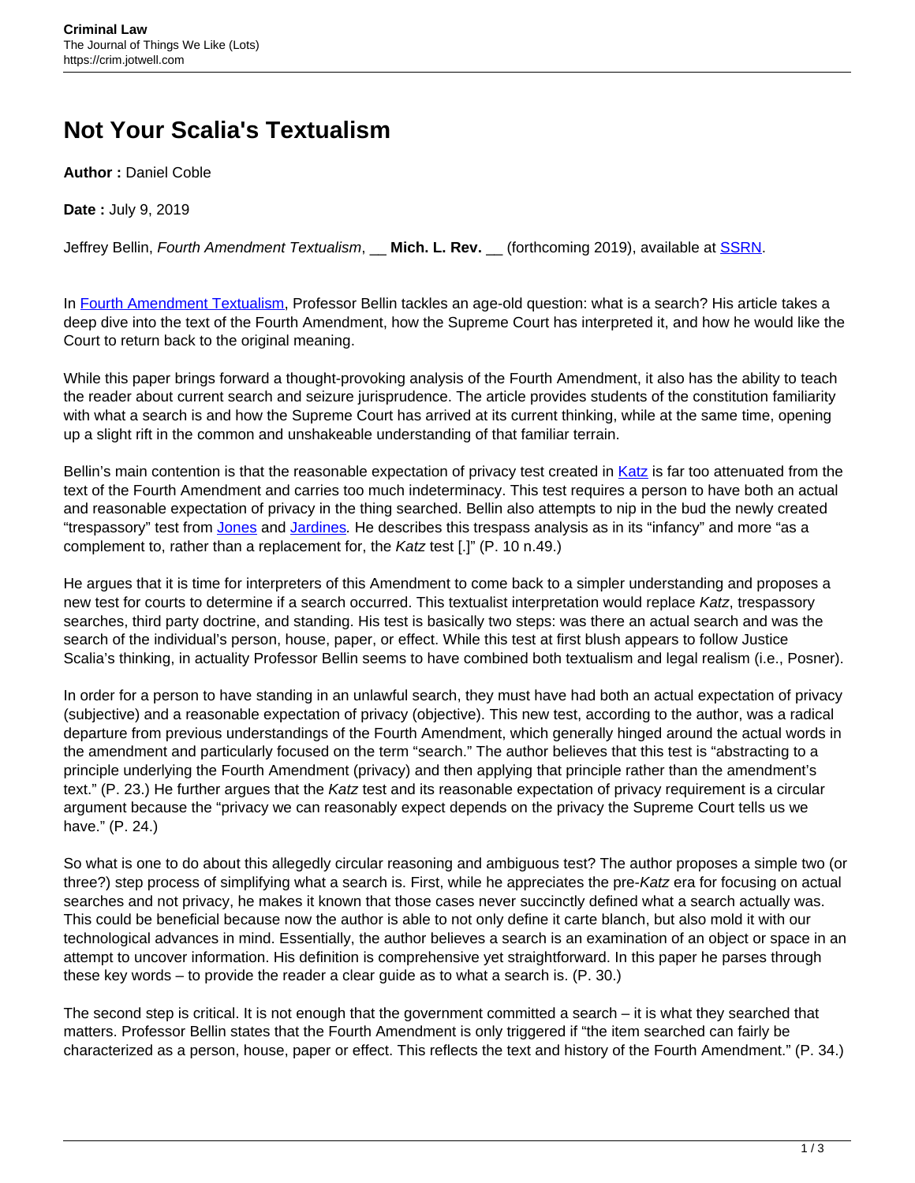# Not Your Scalia's Textualism

**Author :** Daniel Coble

**Date :** July 9, 2019

Jeffrey Bellin, *Fourth Amendment Textualism*, __ **Mich. L. Rev.** __ (forthcoming 2019), available at SSRN.

In Fourth Amendment Textualism, Professor Bellin tackles an age-old question: what is a search? His article takes a deep dive into the text of the Fourth Amendment, how the Supreme Court has interpreted it, and how he would like the Court to return back to the original meaning.

While this paper brings forward a thought-provoking analysis of the Fourth Amendment, it also has the ability to teach the reader about current search and seizure jurisprudence. The article provides students of the constitution familiarity with what a search is and how the Supreme Court has arrived at its current thinking, while at the same time, opening up a slight rift in the common and unshakeable understanding of that familiar terrain.

Bellin's main contention is that the reasonable expectation of privacy test created in Katz is far too attenuated from the text of the Fourth Amendment and carries too much indeterminacy. This test requires a person to have both an actual and reasonable expectation of privacy in the thing searched. Bellin also attempts to nip in the bud the newly created "trespassory" test from Jones and *Jardines*. He describes this trespass analysis as in its "infancy" and more "as a complement to, rather than a replacement for, the *Katz* test [.]" (P. 10 n.49.)

He argues that it is time for interpreters of this Amendment to come back to a simpler understanding and proposes a new test for courts to determine if a search occurred. This textualist interpretation would replace *Katz*, trespassory searches, third party doctrine, and standing. His test is basically two steps: was there an actual search and was the search of the individual's person, house, paper, or effect. While this test at first blush appears to follow Justice Scalia's thinking, in actuality Professor Bellin seems to have combined both textualism and legal realism (i.e., Posner).

In order for a person to have standing in an unlawful search, they must have had both an actual expectation of privacy (subjective) and a reasonable expectation of privacy (objective). This new test, according to the author, was a radical departure from previous understandings of the Fourth Amendment, which generally hinged around the actual words in the amendment and particularly focused on the term "search." The author believes that this test is "abstracting to a principle underlying the Fourth Amendment (privacy) and then applying that principle rather than the amendment's text." (P. 23.) He further argues that the *Katz* test and its reasonable expectation of privacy requirement is a circular argument because the "privacy we can reasonably expect depends on the privacy the Supreme Court tells us we have." (P. 24.)

So what is one to do about this allegedly circular reasoning and ambiguous test? The author proposes a simple two (or three?) step process of simplifying what a search is. First, while he appreciates the pre-*Katz* era for focusing on actual searches and not privacy, he makes it known that those cases never succinctly defined what a search actually was. This could be beneficial because now the author is able to not only define it carte blanche, but also mold it with our technological advances in mind. Essentially, the author believes a search is an examination of an object or space in an attempt to uncover information. His definition is comprehensive yet straightforward. In this paper he parses through these key words – to provide the reader a clear guide as to what a search is. (P. 30.)

The second step is critical. It is not enough that the government committed a search – it is what they searched that matters. Professor Bellin states that the Fourth Amendment is only triggered if "the item searched can fairly be characterized as a person, house, paper or effect. This reflects the text and history of the Fourth Amendment." (P. 34.)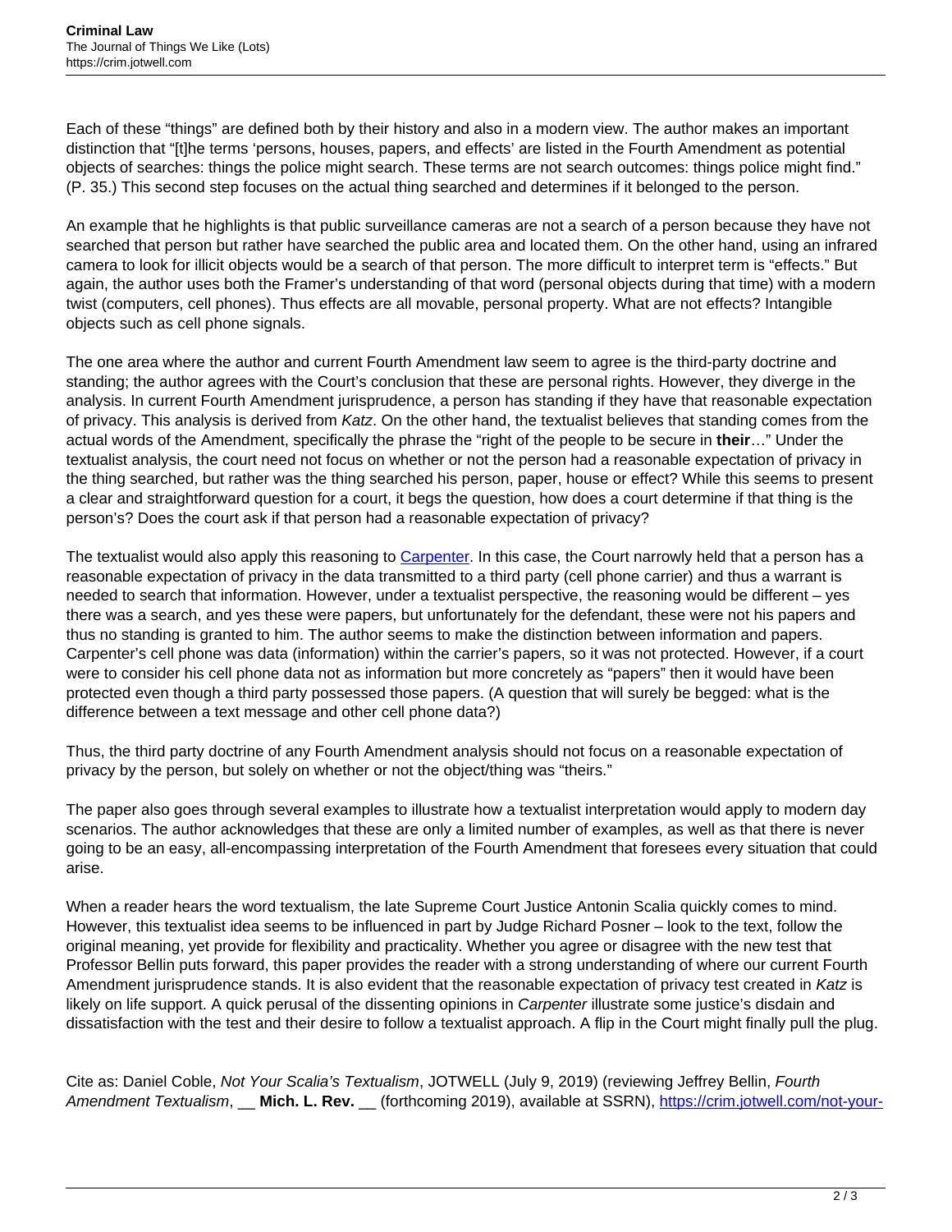Each of these "things" are defined both by their history and also in a modern view. The author makes an important distinction that "[t]he terms 'persons, houses, papers, and effects' are listed in the Fourth Amendment as potential objects of searches: things the police might search. These terms are not search outcomes: things police might find." (P. 35.) This second step focuses on the actual thing searched and determines if it belonged to the person.

An example that he highlights is that public surveillance cameras are not a search of a person because they have not searched that person but rather have searched the public area and located them. On the other hand, using an infrared camera to look for illicit objects would be a search of that person. The more difficult to interpret term is "effects." But again, the author uses both the Framer's understanding of that word (personal objects during that time) with a modern twist (computers, cell phones). Thus effects are all movable, personal property. What are not effects? Intangible objects such as cell phone signals.

The one area where the author and current Fourth Amendment law seem to agree is the third-party doctrine and standing; the author agrees with the Court's conclusion that these are personal rights. However, they diverge in the analysis. In current Fourth Amendment jurisprudence, a person has standing if they have that reasonable expectation of privacy. This analysis is derived from *Katz*. On the other hand, the textualist believes that standing comes from the actual words of the Amendment, specifically the phrase the "right of the people to be secure in **their**…" Under the textualist analysis, the court need not focus on whether or not the person had a reasonable expectation of privacy in the thing searched, but rather was the thing searched his person, paper, house or effect? While this seems to present a clear and straightforward question for a court, it begs the question, how does a court determine if that thing is the person's? Does the court ask if that person had a reasonable expectation of privacy?

The textualist would also apply this reasoning to [Carpenter](). In this case, the Court narrowly held that a person has a reasonable expectation of privacy in the data transmitted to a third party (cell phone carrier) and thus a warrant is needed to search that information. However, under a textualist perspective, the reasoning would be different – yes there was a search, and yes these were papers, but unfortunately for the defendant, these were not his papers and thus no standing is granted to him. The author seems to make the distinction between information and papers. Carpenter's cell phone was data (information) within the carrier's papers, so it was not protected. However, if a court were to consider his cell phone data not as information but more concretely as "papers" then it would have been protected even though a third party possessed those papers. (A question that will surely be begged: what is the difference between a text message and other cell phone data?)

Thus, the third party doctrine of any Fourth Amendment analysis should not focus on a reasonable expectation of privacy by the person, but solely on whether or not the object/thing was "theirs."

The paper also goes through several examples to illustrate how a textualist interpretation would apply to modern day scenarios. The author acknowledges that these are only a limited number of examples, as well as that there is never going to be an easy, all-encompassing interpretation of the Fourth Amendment that foresees every situation that could arise.

When a reader hears the word textualism, the late Supreme Court Justice Antonin Scalia quickly comes to mind. However, this textualist idea seems to be influenced in part by Judge Richard Posner – look to the text, follow the original meaning, yet provide for flexibility and practicality. Whether you agree or disagree with the new test that Professor Bellin puts forward, this paper provides the reader with a strong understanding of where our current Fourth Amendment jurisprudence stands. It is also evident that the reasonable expectation of privacy test created in *Katz* is likely on life support. A quick perusal of the dissenting opinions in *Carpenter* illustrate some justice's disdain and dissatisfaction with the test and their desire to follow a textualist approach. A flip in the Court might finally pull the plug.

Cite as: Daniel Coble, *Not Your Scalia's Textualism*, JOTWELL (July 9, 2019) (reviewing Jeffrey Bellin, *Fourth Amendment Textualism*, __ **Mich. L. Rev.** __ (forthcoming 2019), available at SSRN), https://crim.jotwell.com/not-your-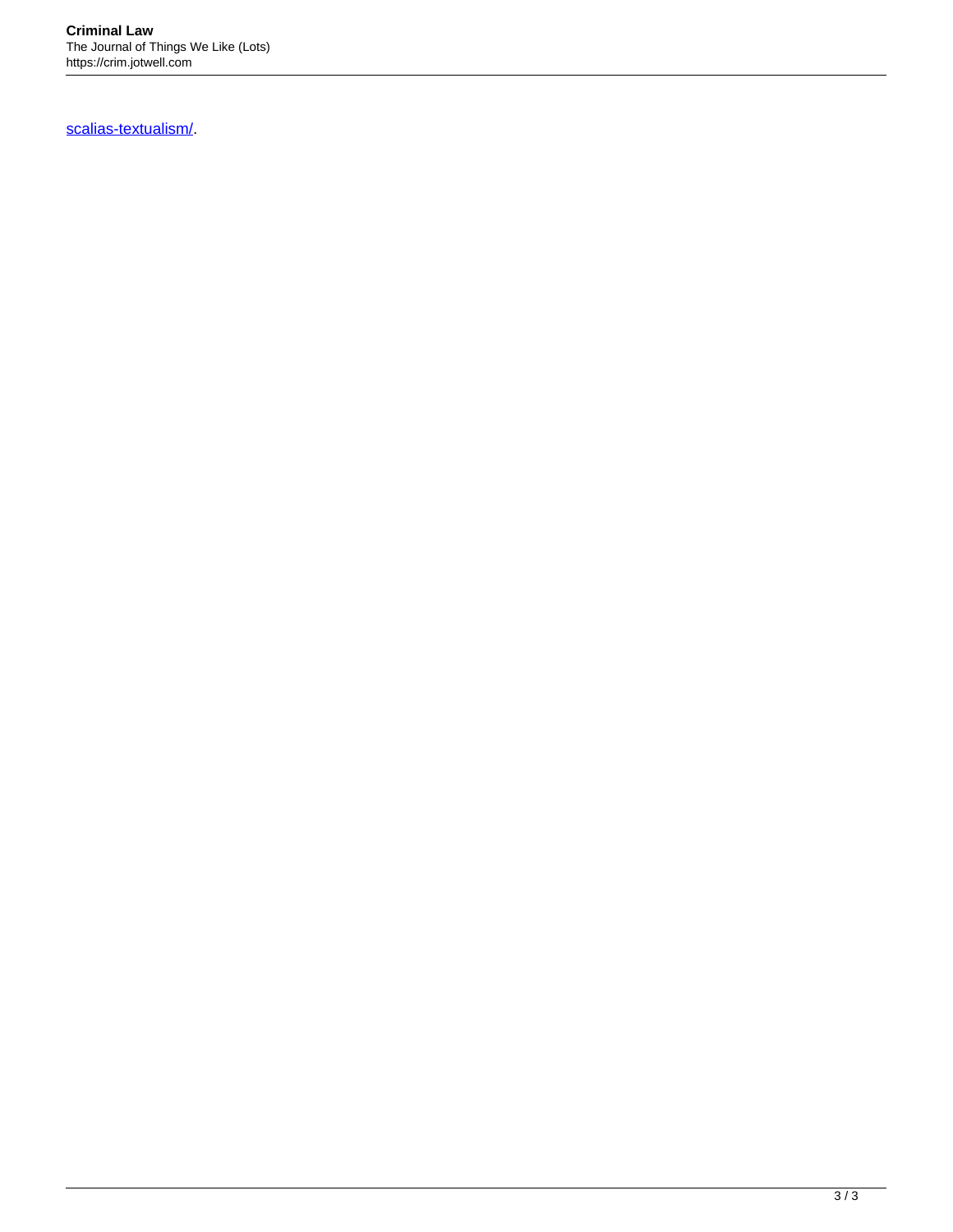scalias-textualism/.